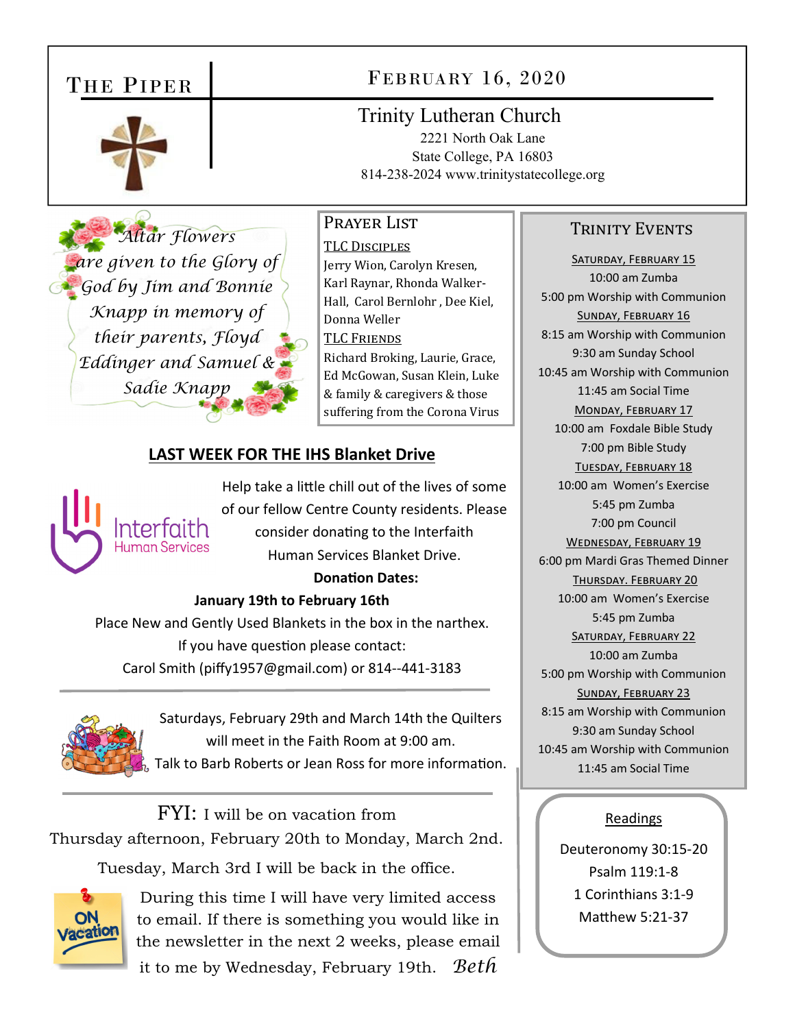# The Piper

## February 16, 2020

### Trinity Lutheran Church

2221 North Oak Lane
State College, PA 16803
814-238-2024 www.trinitystatecollege.org

*Altar Flowers are given to the Glory of God by Jim and Bonnie Knapp in memory of their parents, Floyd Eddinger and Samuel & Sadie Knapp*

## Prayer List

**TLC Disciples**

Jerry Wion, Carolyn Kresen, Karl Raynar, Rhonda Walker-Hall, Carol Bernlohr , Dee Kiel, Donna Weller

**TLC Friends**

Richard Broking, Laurie, Grace, Ed McGowan, Susan Klein, Luke & family & caregivers & those suffering from the Corona Virus

## LAST WEEK FOR THE IHS Blanket Drive

Interfaith Human Services

Help take a little chill out of the lives of some of our fellow Centre County residents. Please consider donating to the Interfaith Human Services Blanket Drive.

**Donation Dates:**

**January 19th to February 16th**

Place New and Gently Used Blankets in the box in the narthex.
If you have question please contact:
Carol Smith (piffy1957@gmail.com) or 814--441-3183

---

Saturdays, February 29th and March 14th the Quilters will meet in the Faith Room at 9:00 am.
Talk to Barb Roberts or Jean Ross for more information.

---

FYI: I will be on vacation from Thursday afternoon, February 20th to Monday, March 2nd.

Tuesday, March 3rd I will be back in the office.

ON Vacation

During this time I will have very limited access to email. If there is something you would like in the newsletter in the next 2 weeks, please email it to me by Wednesday, February 19th. *Beth*

## Trinity Events

**Saturday, February 15**
10:00 am Zumba
5:00 pm Worship with Communion

**Sunday, February 16**
8:15 am Worship with Communion
9:30 am Sunday School
10:45 am Worship with Communion
11:45 am Social Time

**Monday, February 17**
10:00 am Foxdale Bible Study
7:00 pm Bible Study

**Tuesday, February 18**
10:00 am Women's Exercise
5:45 pm Zumba
7:00 pm Council

**Wednesday, February 19**
6:00 pm Mardi Gras Themed Dinner

**Thursday. February 20**
10:00 am Women's Exercise
5:45 pm Zumba

**Saturday, February 22**
10:00 am Zumba
5:00 pm Worship with Communion

**Sunday, February 23**
8:15 am Worship with Communion
9:30 am Sunday School
10:45 am Worship with Communion
11:45 am Social Time

## Readings

Deuteronomy 30:15-20
Psalm 119:1-8
1 Corinthians 3:1-9
Matthew 5:21-37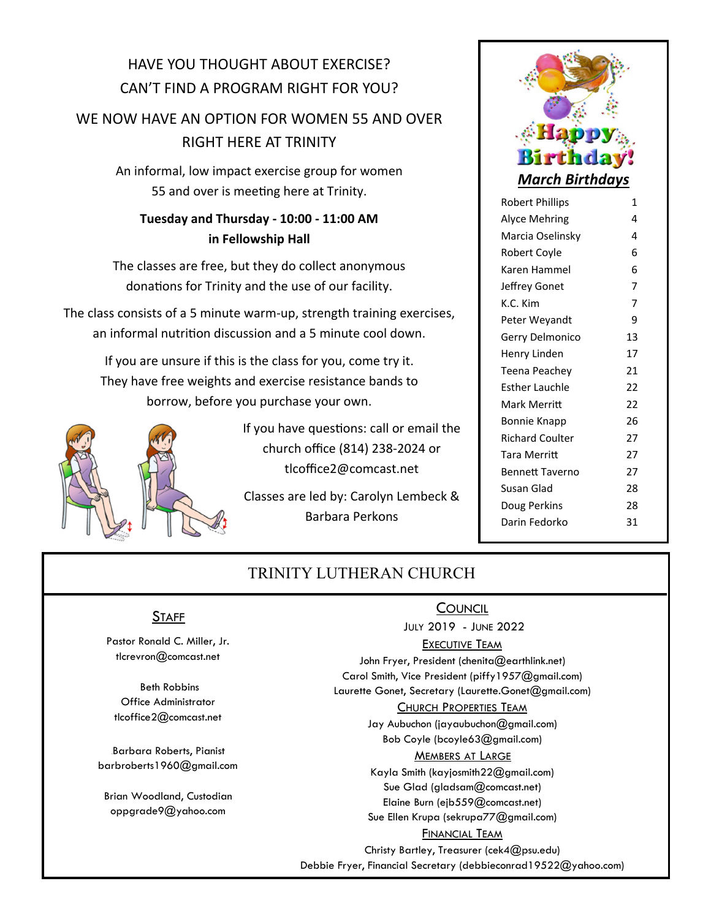## HAVE YOU THOUGHT ABOUT EXERCISE? CAN'T FIND A PROGRAM RIGHT FOR YOU?

## WE NOW HAVE AN OPTION FOR WOMEN 55 AND OVER RIGHT HERE AT TRINITY

An informal, low impact exercise group for women 55 and over is meeting here at Trinity.

**Tuesday and Thursday - 10:00 - 11:00 AM in Fellowship Hall**

The classes are free, but they do collect anonymous donations for Trinity and the use of our facility.

The class consists of a 5 minute warm-up, strength training exercises, an informal nutrition discussion and a 5 minute cool down.

If you are unsure if this is the class for you, come try it. They have free weights and exercise resistance bands to borrow, before you purchase your own.

If you have questions: call or email the church office (814) 238-2024 or tlcoffice2@comcast.net

Classes are led by: Carolyn Lembeck & Barbara Perkons

## Happy Birthday!

### *March Birthdays*

| Name | Day |
|---|---|
| Robert Phillips | 1 |
| Alyce Mehring | 4 |
| Marcia Oselinsky | 4 |
| Robert Coyle | 6 |
| Karen Hammel | 6 |
| Jeffrey Gonet | 7 |
| K.C. Kim | 7 |
| Peter Weyandt | 9 |
| Gerry Delmonico | 13 |
| Henry Linden | 17 |
| Teena Peachey | 21 |
| Esther Lauchle | 22 |
| Mark Merritt | 22 |
| Bonnie Knapp | 26 |
| Richard Coulter | 27 |
| Tara Merritt | 27 |
| Bennett Taverno | 27 |
| Susan Glad | 28 |
| Doug Perkins | 28 |
| Darin Fedorko | 31 |

## TRINITY LUTHERAN CHURCH

### Staff

Pastor Ronald C. Miller, Jr.
tlcrevron@comcast.net

Beth Robbins
Office Administrator
tlcoffice2@comcast.net

Barbara Roberts, Pianist
barbroberts1960@gmail.com

Brian Woodland, Custodian
oppgrade9@yahoo.com

### Council

July 2019 - June 2022

**Executive Team**

John Fryer, President (chenita@earthlink.net)
Carol Smith, Vice President (piffy1957@gmail.com)
Laurette Gonet, Secretary (Laurette.Gonet@gmail.com)

**Church Properties Team**

Jay Aubuchon (jayaubuchon@gmail.com)
Bob Coyle (bcoyle63@gmail.com)

**Members at Large**

Kayla Smith (kayjosmith22@gmail.com)
Sue Glad (gladsam@comcast.net)
Elaine Burn (ejb559@comcast.net)
Sue Ellen Krupa (sekrupa77@gmail.com)

**Financial Team**

Christy Bartley, Treasurer (cek4@psu.edu)
Debbie Fryer, Financial Secretary (debbieconrad19522@yahoo.com)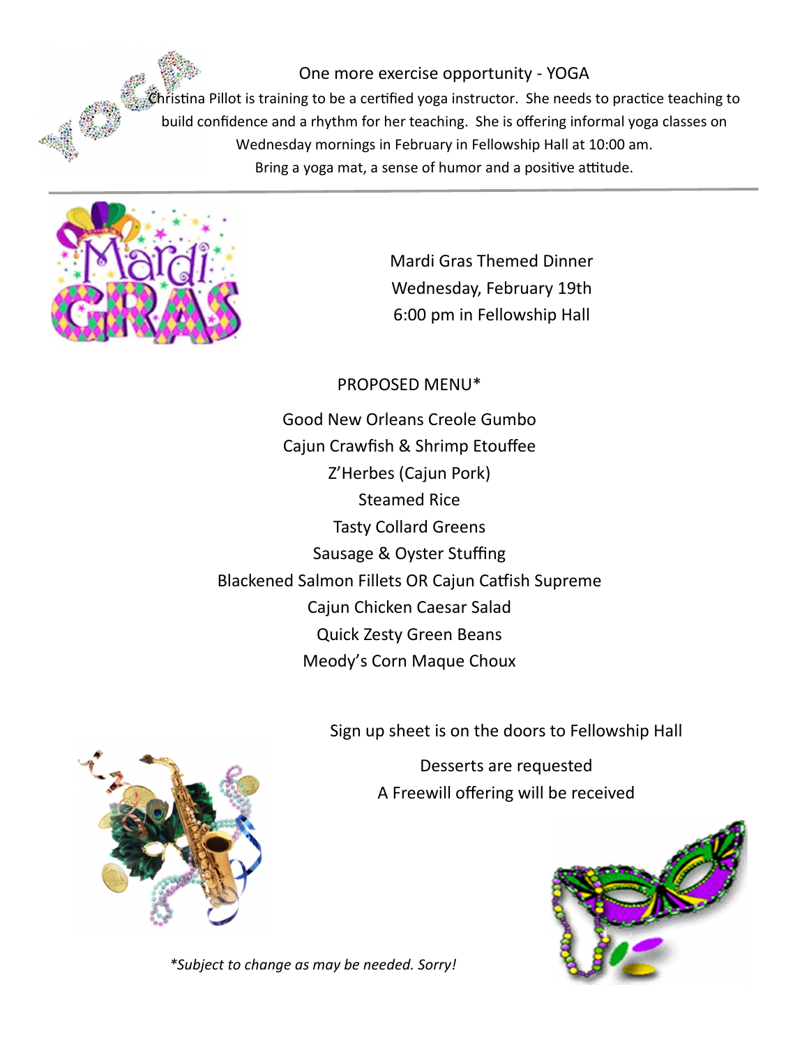One more exercise opportunity - YOGA

Christina Pillot is training to be a certified yoga instructor. She needs to practice teaching to build confidence and a rhythm for her teaching. She is offering informal yoga classes on Wednesday mornings in February in Fellowship Hall at 10:00 am. Bring a yoga mat, a sense of humor and a positive attitude.

---

Mardi Gras Themed Dinner
Wednesday, February 19th
6:00 pm in Fellowship Hall

PROPOSED MENU*

Good New Orleans Creole Gumbo
Cajun Crawfish & Shrimp Etouffee
Z'Herbes (Cajun Pork)
Steamed Rice
Tasty Collard Greens
Sausage & Oyster Stuffing
Blackened Salmon Fillets OR Cajun Catfish Supreme
Cajun Chicken Caesar Salad
Quick Zesty Green Beans
Meody's Corn Maque Choux

Sign up sheet is on the doors to Fellowship Hall

Desserts are requested
A Freewill offering will be received

*\*Subject to change as may be needed. Sorry!*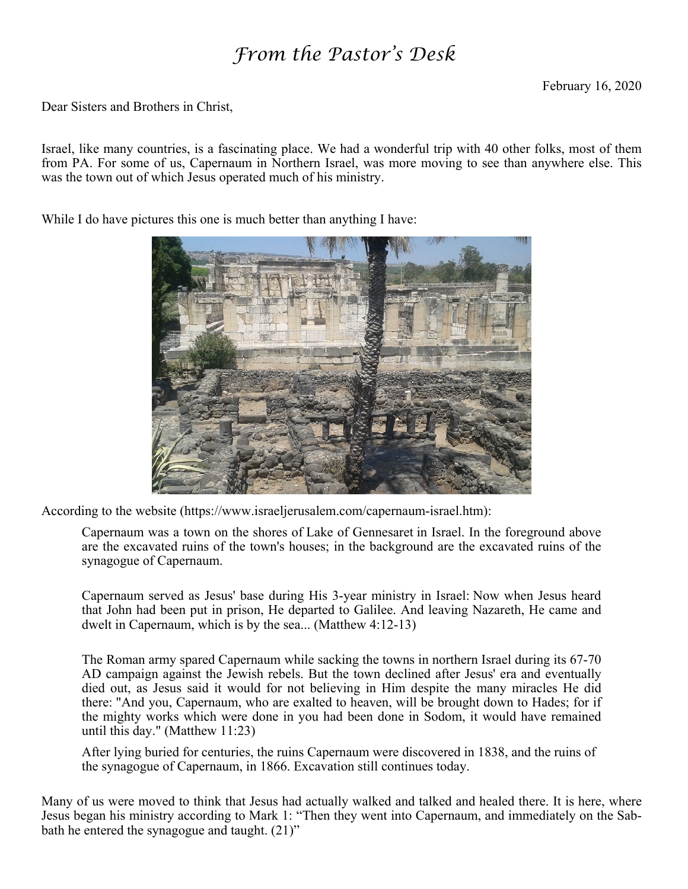# *From the Pastor's Desk*

February 16, 2020

Dear Sisters and Brothers in Christ,

Israel, like many countries, is a fascinating place. We had a wonderful trip with 40 other folks, most of them from PA. For some of us, Capernaum in Northern Israel, was more moving to see than anywhere else. This was the town out of which Jesus operated much of his ministry.

While I do have pictures this one is much better than anything I have:

According to the website (https://www.israeljerusalem.com/capernaum-israel.htm):

> Capernaum was a town on the shores of Lake of Gennesaret in Israel. In the foreground above are the excavated ruins of the town's houses; in the background are the excavated ruins of the synagogue of Capernaum.
>
> Capernaum served as Jesus' base during His 3-year ministry in Israel: Now when Jesus heard that John had been put in prison, He departed to Galilee. And leaving Nazareth, He came and dwelt in Capernaum, which is by the sea... (Matthew 4:12-13)
>
> The Roman army spared Capernaum while sacking the towns in northern Israel during its 67-70 AD campaign against the Jewish rebels. But the town declined after Jesus' era and eventually died out, as Jesus said it would for not believing in Him despite the many miracles He did there: "And you, Capernaum, who are exalted to heaven, will be brought down to Hades; for if the mighty works which were done in you had been done in Sodom, it would have remained until this day." (Matthew 11:23)
>
> After lying buried for centuries, the ruins Capernaum were discovered in 1838, and the ruins of the synagogue of Capernaum, in 1866. Excavation still continues today.

Many of us were moved to think that Jesus had actually walked and talked and healed there. It is here, where Jesus began his ministry according to Mark 1: "Then they went into Capernaum, and immediately on the Sabbath he entered the synagogue and taught. (21)"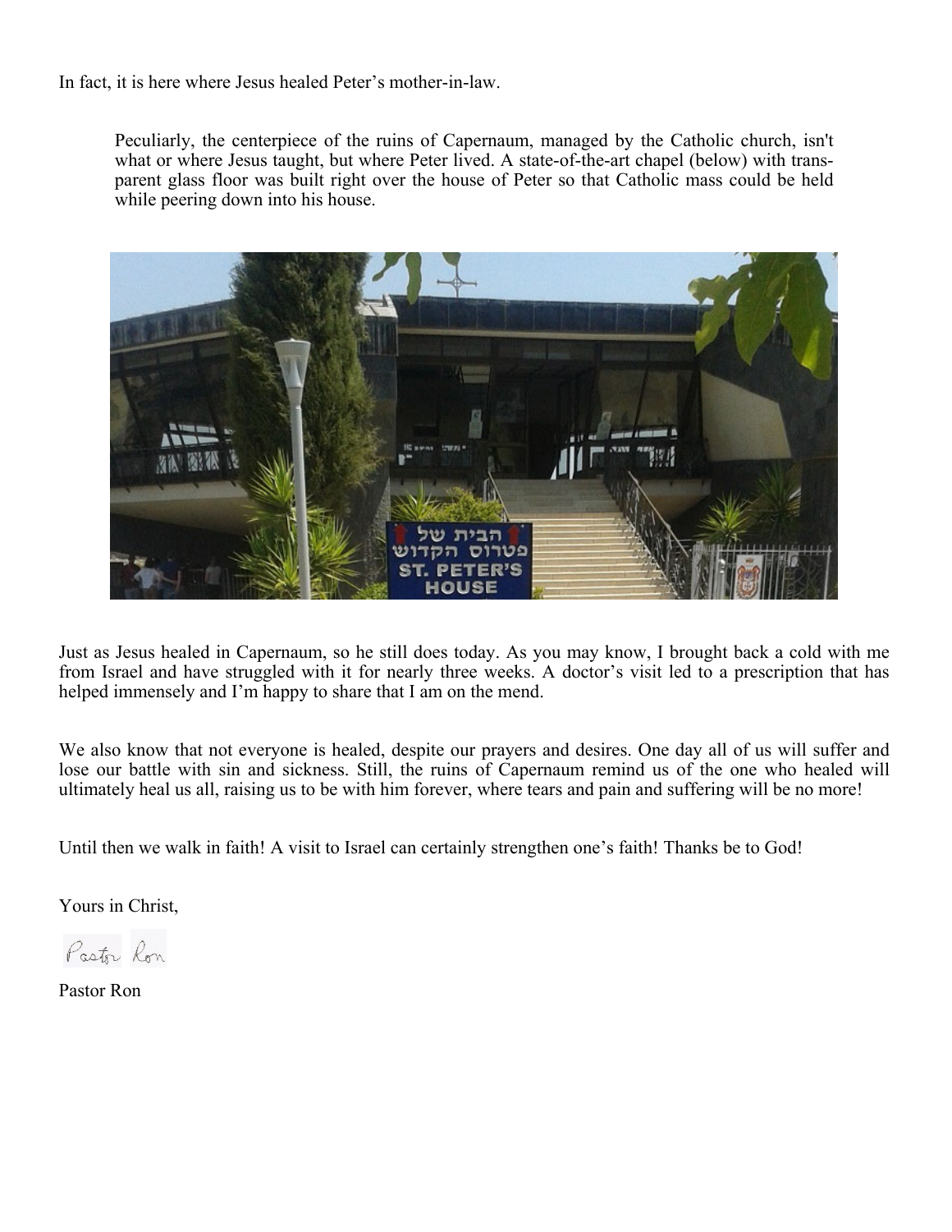In fact, it is here where Jesus healed Peter's mother-in-law.

> Peculiarly, the centerpiece of the ruins of Capernaum, managed by the Catholic church, isn't what or where Jesus taught, but where Peter lived. A state-of-the-art chapel (below) with transparent glass floor was built right over the house of Peter so that Catholic mass could be held while peering down into his house.

Just as Jesus healed in Capernaum, so he still does today. As you may know, I brought back a cold with me from Israel and have struggled with it for nearly three weeks. A doctor's visit led to a prescription that has helped immensely and I'm happy to share that I am on the mend.

We also know that not everyone is healed, despite our prayers and desires. One day all of us will suffer and lose our battle with sin and sickness. Still, the ruins of Capernaum remind us of the one who healed will ultimately heal us all, raising us to be with him forever, where tears and pain and suffering will be no more!

Until then we walk in faith! A visit to Israel can certainly strengthen one's faith! Thanks be to God!

Yours in Christ,

Pastor Ron

Pastor Ron